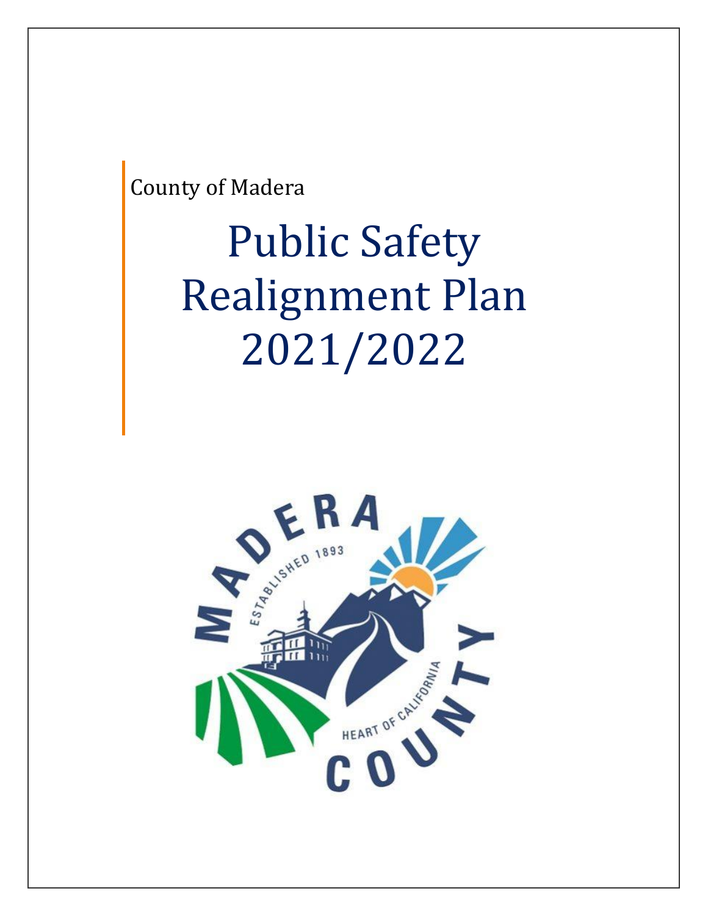County of Madera

# Public Safety Realignment Plan 2021/2022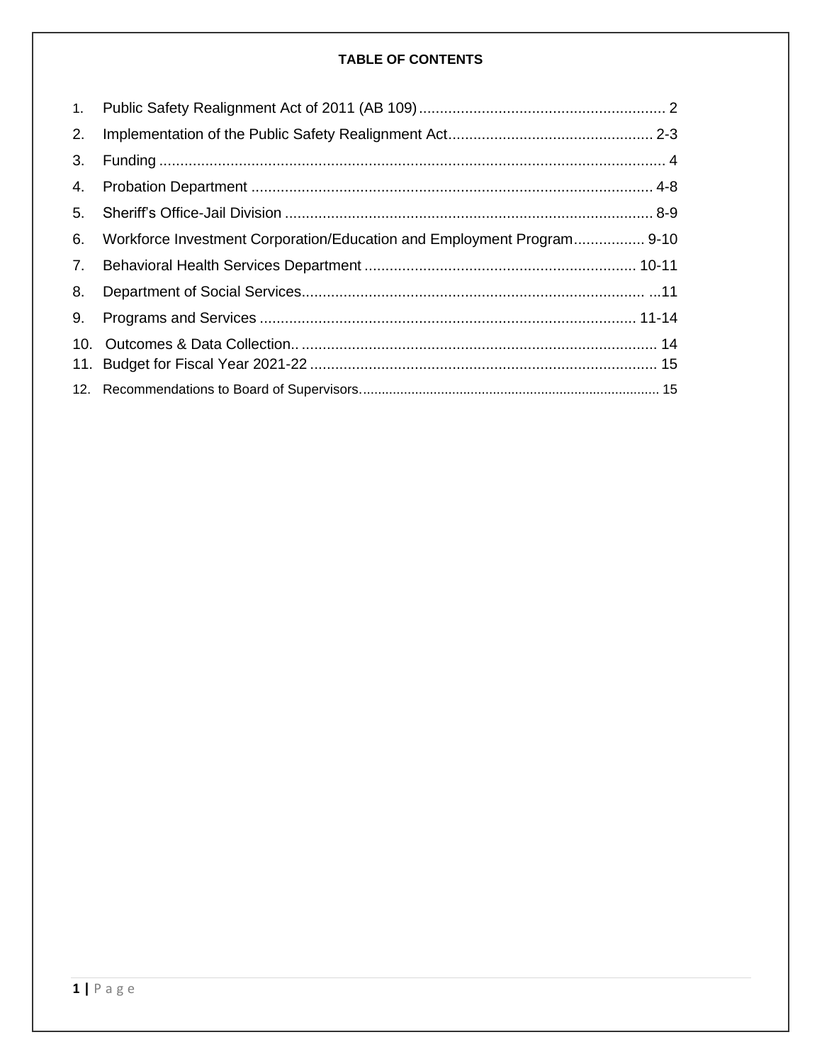**TABLE OF CONTENTS**

1. Public Safety Realignment Act of 2011 (AB 109) .......................................................... 2
2. Implementation of the Public Safety Realignment Act ................................................ 2-3
3. Funding ........................................................................................................................ 4
4. Probation Department .............................................................................................. 4-8
5. Sheriff's Office-Jail Division ....................................................................................... 8-9
6. Workforce Investment Corporation/Education and Employment Program ................. 9-10
7. Behavioral Health Services Department ................................................................ 10-11
8. Department of Social Services.................................................................................. ...11
9. Programs and Services ......................................................................................... 11-14
10. Outcomes & Data Collection.. ..................................................................................... 14
11. Budget for Fiscal Year 2021-22 .................................................................................. 15
12. Recommendations to Board of Supervisors................................................................. 15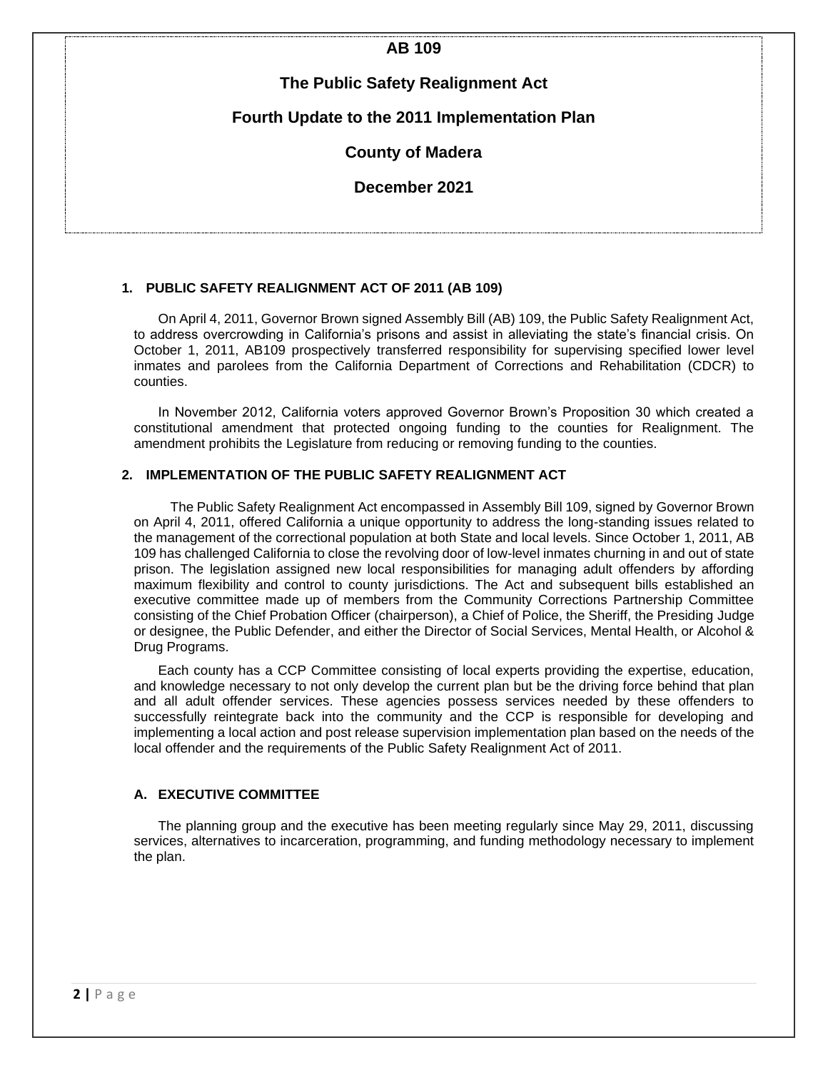# AB 109

## The Public Safety Realignment Act

## Fourth Update to the 2011 Implementation Plan

## County of Madera

## December 2021

### 1. PUBLIC SAFETY REALIGNMENT ACT OF 2011 (AB 109)

On April 4, 2011, Governor Brown signed Assembly Bill (AB) 109, the Public Safety Realignment Act, to address overcrowding in California's prisons and assist in alleviating the state's financial crisis. On October 1, 2011, AB109 prospectively transferred responsibility for supervising specified lower level inmates and parolees from the California Department of Corrections and Rehabilitation (CDCR) to counties.

In November 2012, California voters approved Governor Brown's Proposition 30 which created a constitutional amendment that protected ongoing funding to the counties for Realignment. The amendment prohibits the Legislature from reducing or removing funding to the counties.

### 2. IMPLEMENTATION OF THE PUBLIC SAFETY REALIGNMENT ACT

The Public Safety Realignment Act encompassed in Assembly Bill 109, signed by Governor Brown on April 4, 2011, offered California a unique opportunity to address the long-standing issues related to the management of the correctional population at both State and local levels. Since October 1, 2011, AB 109 has challenged California to close the revolving door of low-level inmates churning in and out of state prison. The legislation assigned new local responsibilities for managing adult offenders by affording maximum flexibility and control to county jurisdictions. The Act and subsequent bills established an executive committee made up of members from the Community Corrections Partnership Committee consisting of the Chief Probation Officer (chairperson), a Chief of Police, the Sheriff, the Presiding Judge or designee, the Public Defender, and either the Director of Social Services, Mental Health, or Alcohol & Drug Programs.

Each county has a CCP Committee consisting of local experts providing the expertise, education, and knowledge necessary to not only develop the current plan but be the driving force behind that plan and all adult offender services. These agencies possess services needed by these offenders to successfully reintegrate back into the community and the CCP is responsible for developing and implementing a local action and post release supervision implementation plan based on the needs of the local offender and the requirements of the Public Safety Realignment Act of 2011.

#### A. EXECUTIVE COMMITTEE

The planning group and the executive has been meeting regularly since May 29, 2011, discussing services, alternatives to incarceration, programming, and funding methodology necessary to implement the plan.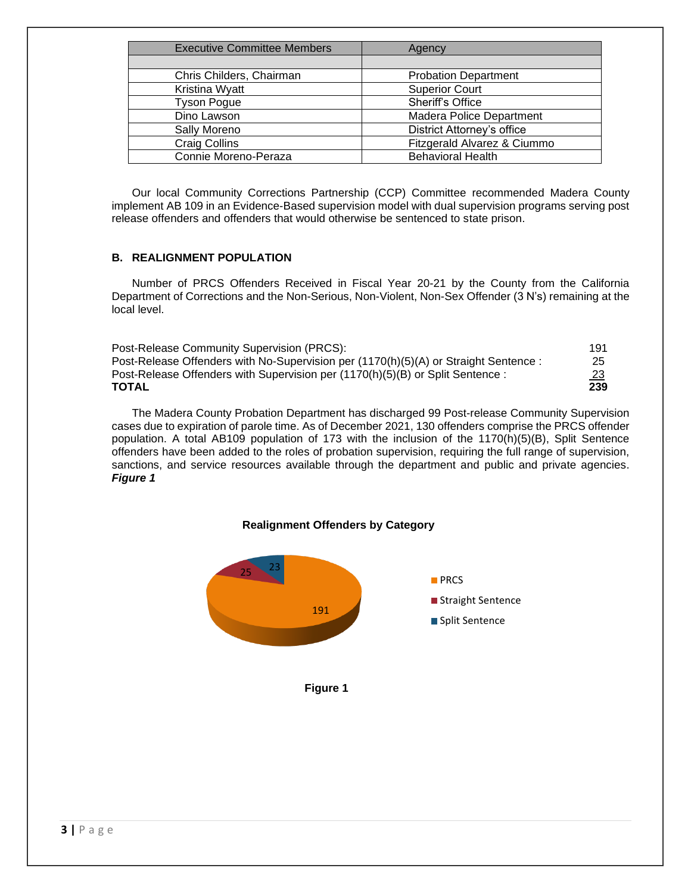| Executive Committee Members | Agency |
|---|---|
| | |
| Chris Childers, Chairman | Probation Department |
| Kristina Wyatt | Superior Court |
| Tyson Pogue | Sheriff's Office |
| Dino Lawson | Madera Police Department |
| Sally Moreno | District Attorney's office |
| Craig Collins | Fitzgerald Alvarez & Ciummo |
| Connie Moreno-Peraza | Behavioral Health |

Our local Community Corrections Partnership (CCP) Committee recommended Madera County implement AB 109 in an Evidence-Based supervision model with dual supervision programs serving post release offenders and offenders that would otherwise be sentenced to state prison.

## B. REALIGNMENT POPULATION

Number of PRCS Offenders Received in Fiscal Year 20-21 by the County from the California Department of Corrections and the Non-Serious, Non-Violent, Non-Sex Offender (3 N's) remaining at the local level.

| | |
|---|---|
| Post-Release Community Supervision (PRCS): | 191 |
| Post-Release Offenders with No-Supervision per (1170(h)(5)(A) or Straight Sentence : | 25 |
| Post-Release Offenders with Supervision per (1170(h)(5)(B) or Split Sentence : | 23 |
| **TOTAL** | **239** |

The Madera County Probation Department has discharged 99 Post-release Community Supervision cases due to expiration of parole time. As of December 2021, 130 offenders comprise the PRCS offender population. A total AB109 population of 173 with the inclusion of the 1170(h)(5)(B), Split Sentence offenders have been added to the roles of probation supervision, requiring the full range of supervision, sanctions, and service resources available through the department and public and private agencies. ***Figure 1***

**Realignment Offenders by Category**

| Category | Count |
|---|---|
| PRCS | 191 |
| Straight Sentence | 25 |
| Split Sentence | 23 |

**Figure 1**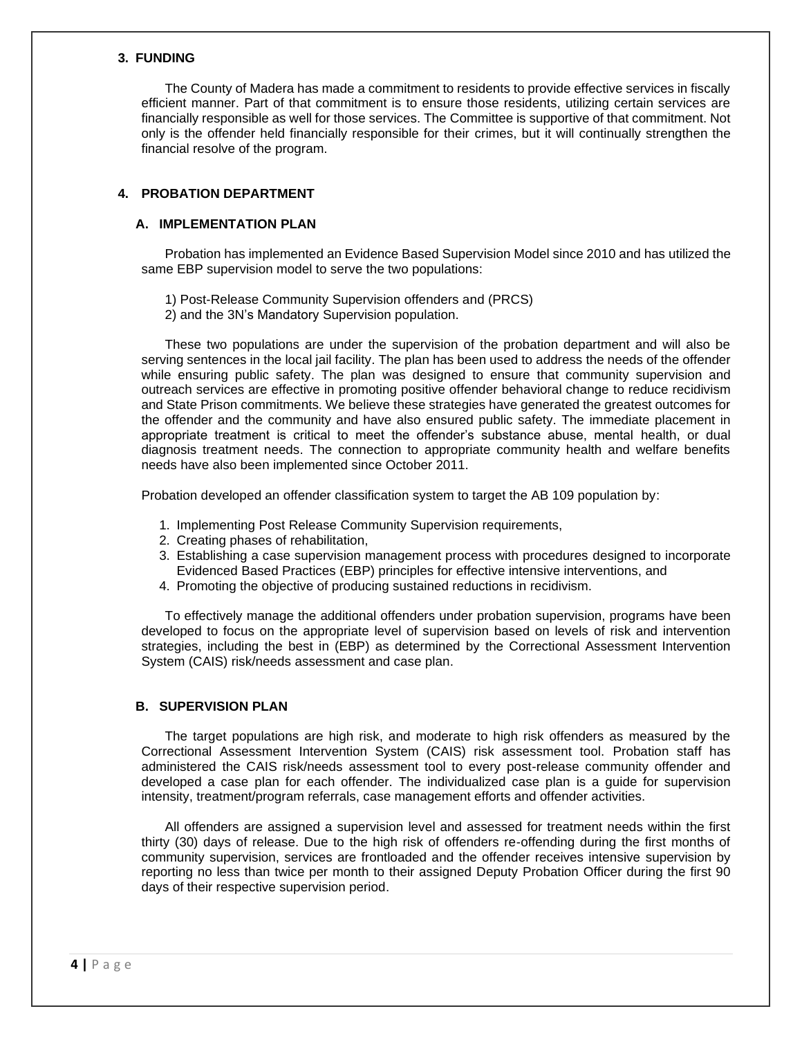## 3. FUNDING

The County of Madera has made a commitment to residents to provide effective services in fiscally efficient manner. Part of that commitment is to ensure those residents, utilizing certain services are financially responsible as well for those services. The Committee is supportive of that commitment. Not only is the offender held financially responsible for their crimes, but it will continually strengthen the financial resolve of the program.

## 4. PROBATION DEPARTMENT

### A. IMPLEMENTATION PLAN

Probation has implemented an Evidence Based Supervision Model since 2010 and has utilized the same EBP supervision model to serve the two populations:

1) Post-Release Community Supervision offenders and (PRCS)
2) and the 3N's Mandatory Supervision population.

These two populations are under the supervision of the probation department and will also be serving sentences in the local jail facility. The plan has been used to address the needs of the offender while ensuring public safety. The plan was designed to ensure that community supervision and outreach services are effective in promoting positive offender behavioral change to reduce recidivism and State Prison commitments. We believe these strategies have generated the greatest outcomes for the offender and the community and have also ensured public safety. The immediate placement in appropriate treatment is critical to meet the offender's substance abuse, mental health, or dual diagnosis treatment needs. The connection to appropriate community health and welfare benefits needs have also been implemented since October 2011.

Probation developed an offender classification system to target the AB 109 population by:

1. Implementing Post Release Community Supervision requirements,
2. Creating phases of rehabilitation,
3. Establishing a case supervision management process with procedures designed to incorporate Evidenced Based Practices (EBP) principles for effective intensive interventions, and
4. Promoting the objective of producing sustained reductions in recidivism.

To effectively manage the additional offenders under probation supervision, programs have been developed to focus on the appropriate level of supervision based on levels of risk and intervention strategies, including the best in (EBP) as determined by the Correctional Assessment Intervention System (CAIS) risk/needs assessment and case plan.

### B. SUPERVISION PLAN

The target populations are high risk, and moderate to high risk offenders as measured by the Correctional Assessment Intervention System (CAIS) risk assessment tool. Probation staff has administered the CAIS risk/needs assessment tool to every post-release community offender and developed a case plan for each offender. The individualized case plan is a guide for supervision intensity, treatment/program referrals, case management efforts and offender activities.

All offenders are assigned a supervision level and assessed for treatment needs within the first thirty (30) days of release. Due to the high risk of offenders re-offending during the first months of community supervision, services are frontloaded and the offender receives intensive supervision by reporting no less than twice per month to their assigned Deputy Probation Officer during the first 90 days of their respective supervision period.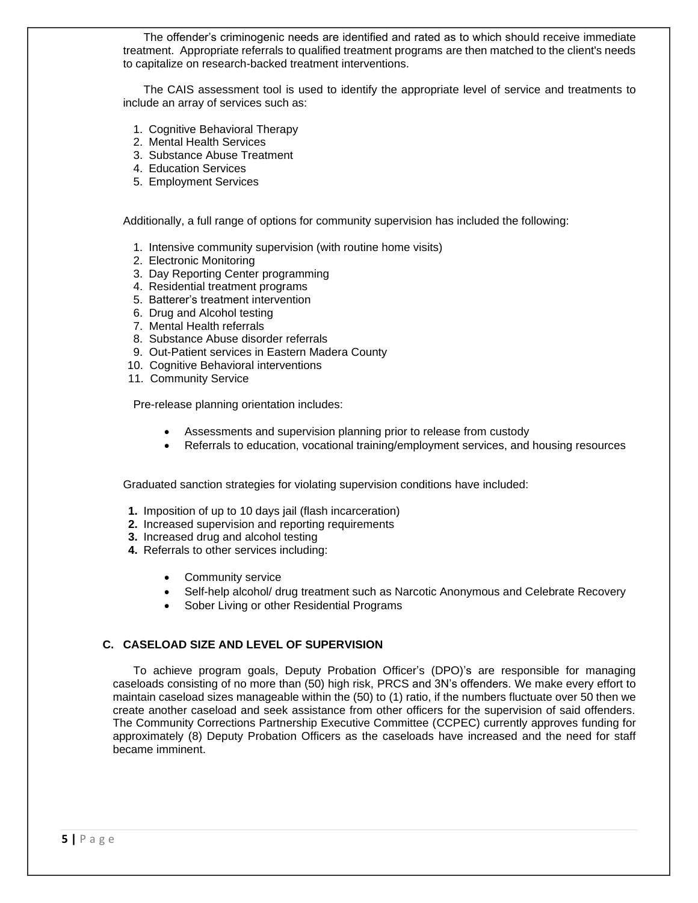The offender's criminogenic needs are identified and rated as to which should receive immediate treatment. Appropriate referrals to qualified treatment programs are then matched to the client's needs to capitalize on research-backed treatment interventions.

The CAIS assessment tool is used to identify the appropriate level of service and treatments to include an array of services such as:

1. Cognitive Behavioral Therapy
2. Mental Health Services
3. Substance Abuse Treatment
4. Education Services
5. Employment Services

Additionally, a full range of options for community supervision has included the following:

1. Intensive community supervision (with routine home visits)
2. Electronic Monitoring
3. Day Reporting Center programming
4. Residential treatment programs
5. Batterer's treatment intervention
6. Drug and Alcohol testing
7. Mental Health referrals
8. Substance Abuse disorder referrals
9. Out-Patient services in Eastern Madera County
10. Cognitive Behavioral interventions
11. Community Service

Pre-release planning orientation includes:

- Assessments and supervision planning prior to release from custody
- Referrals to education, vocational training/employment services, and housing resources

Graduated sanction strategies for violating supervision conditions have included:

1. Imposition of up to 10 days jail (flash incarceration)
2. Increased supervision and reporting requirements
3. Increased drug and alcohol testing
4. Referrals to other services including:
   - Community service
   - Self-help alcohol/ drug treatment such as Narcotic Anonymous and Celebrate Recovery
   - Sober Living or other Residential Programs

### C. CASELOAD SIZE AND LEVEL OF SUPERVISION

To achieve program goals, Deputy Probation Officer's (DPO)'s are responsible for managing caseloads consisting of no more than (50) high risk, PRCS and 3N's offenders. We make every effort to maintain caseload sizes manageable within the (50) to (1) ratio, if the numbers fluctuate over 50 then we create another caseload and seek assistance from other officers for the supervision of said offenders. The Community Corrections Partnership Executive Committee (CCPEC) currently approves funding for approximately (8) Deputy Probation Officers as the caseloads have increased and the need for staff became imminent.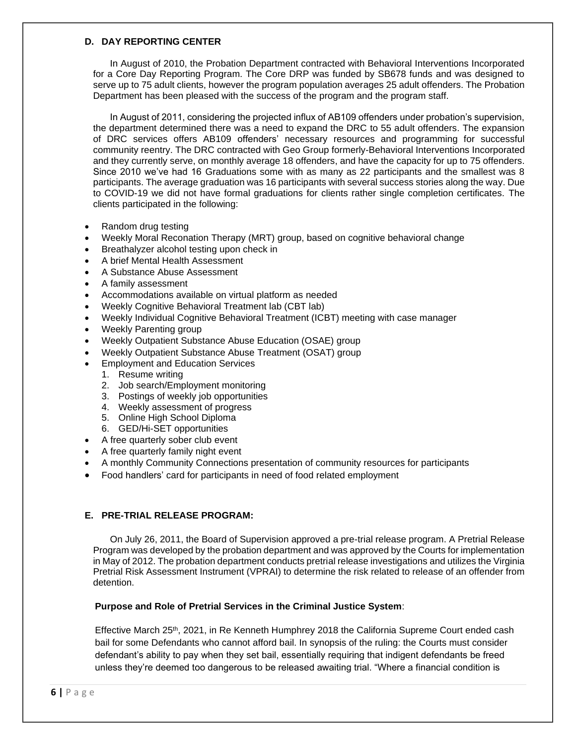## D. DAY REPORTING CENTER

In August of 2010, the Probation Department contracted with Behavioral Interventions Incorporated for a Core Day Reporting Program. The Core DRP was funded by SB678 funds and was designed to serve up to 75 adult clients, however the program population averages 25 adult offenders. The Probation Department has been pleased with the success of the program and the program staff.

In August of 2011, considering the projected influx of AB109 offenders under probation's supervision, the department determined there was a need to expand the DRC to 55 adult offenders. The expansion of DRC services offers AB109 offenders' necessary resources and programming for successful community reentry. The DRC contracted with Geo Group formerly-Behavioral Interventions Incorporated and they currently serve, on monthly average 18 offenders, and have the capacity for up to 75 offenders. Since 2010 we've had 16 Graduations some with as many as 22 participants and the smallest was 8 participants. The average graduation was 16 participants with several success stories along the way. Due to COVID-19 we did not have formal graduations for clients rather single completion certificates. The clients participated in the following:

- Random drug testing
- Weekly Moral Reconation Therapy (MRT) group, based on cognitive behavioral change
- Breathalyzer alcohol testing upon check in
- A brief Mental Health Assessment
- A Substance Abuse Assessment
- A family assessment
- Accommodations available on virtual platform as needed
- Weekly Cognitive Behavioral Treatment lab (CBT lab)
- Weekly Individual Cognitive Behavioral Treatment (ICBT) meeting with case manager
- Weekly Parenting group
- Weekly Outpatient Substance Abuse Education (OSAE) group
- Weekly Outpatient Substance Abuse Treatment (OSAT) group
- Employment and Education Services
  1. Resume writing
  2. Job search/Employment monitoring
  3. Postings of weekly job opportunities
  4. Weekly assessment of progress
  5. Online High School Diploma
  6. GED/Hi-SET opportunities
- A free quarterly sober club event
- A free quarterly family night event
- A monthly Community Connections presentation of community resources for participants
- Food handlers' card for participants in need of food related employment

## E. PRE-TRIAL RELEASE PROGRAM:

On July 26, 2011, the Board of Supervision approved a pre-trial release program. A Pretrial Release Program was developed by the probation department and was approved by the Courts for implementation in May of 2012. The probation department conducts pretrial release investigations and utilizes the Virginia Pretrial Risk Assessment Instrument (VPRAI) to determine the risk related to release of an offender from detention.

**Purpose and Role of Pretrial Services in the Criminal Justice System**:

Effective March 25th, 2021, in Re Kenneth Humphrey 2018 the California Supreme Court ended cash bail for some Defendants who cannot afford bail. In synopsis of the ruling: the Courts must consider defendant's ability to pay when they set bail, essentially requiring that indigent defendants be freed unless they're deemed too dangerous to be released awaiting trial. "Where a financial condition is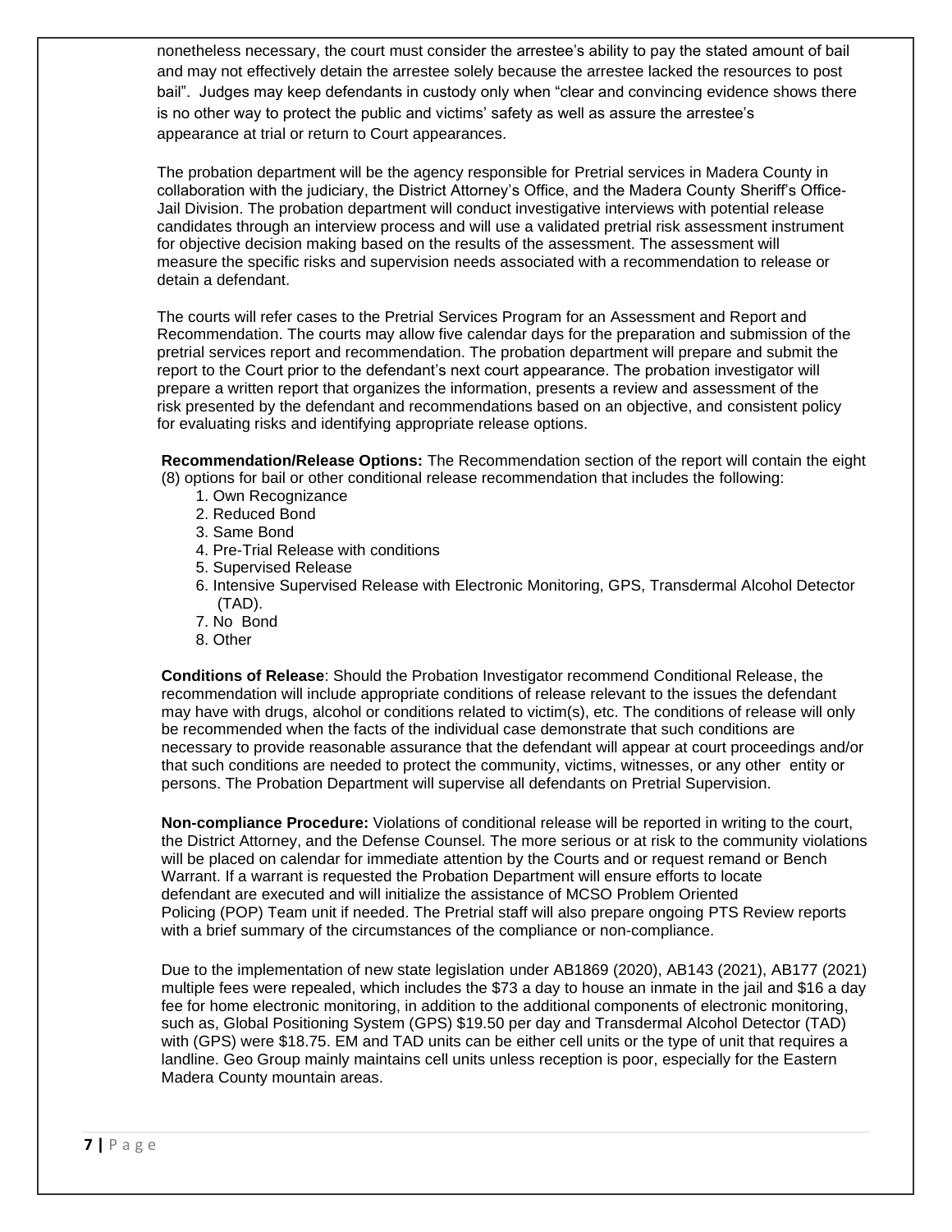nonetheless necessary, the court must consider the arrestee's ability to pay the stated amount of bail and may not effectively detain the arrestee solely because the arrestee lacked the resources to post bail". Judges may keep defendants in custody only when "clear and convincing evidence shows there is no other way to protect the public and victims' safety as well as assure the arrestee's appearance at trial or return to Court appearances.

The probation department will be the agency responsible for Pretrial services in Madera County in collaboration with the judiciary, the District Attorney's Office, and the Madera County Sheriff's Office-Jail Division. The probation department will conduct investigative interviews with potential release candidates through an interview process and will use a validated pretrial risk assessment instrument for objective decision making based on the results of the assessment. The assessment will measure the specific risks and supervision needs associated with a recommendation to release or detain a defendant.

The courts will refer cases to the Pretrial Services Program for an Assessment and Report and Recommendation. The courts may allow five calendar days for the preparation and submission of the pretrial services report and recommendation. The probation department will prepare and submit the report to the Court prior to the defendant's next court appearance. The probation investigator will prepare a written report that organizes the information, presents a review and assessment of the risk presented by the defendant and recommendations based on an objective, and consistent policy for evaluating risks and identifying appropriate release options.

**Recommendation/Release Options:** The Recommendation section of the report will contain the eight (8) options for bail or other conditional release recommendation that includes the following:

1. Own Recognizance
2. Reduced Bond
3. Same Bond
4. Pre-Trial Release with conditions
5. Supervised Release
6. Intensive Supervised Release with Electronic Monitoring, GPS, Transdermal Alcohol Detector (TAD).
7. No Bond
8. Other

**Conditions of Release**: Should the Probation Investigator recommend Conditional Release, the recommendation will include appropriate conditions of release relevant to the issues the defendant may have with drugs, alcohol or conditions related to victim(s), etc. The conditions of release will only be recommended when the facts of the individual case demonstrate that such conditions are necessary to provide reasonable assurance that the defendant will appear at court proceedings and/or that such conditions are needed to protect the community, victims, witnesses, or any other entity or persons. The Probation Department will supervise all defendants on Pretrial Supervision.

**Non-compliance Procedure:** Violations of conditional release will be reported in writing to the court, the District Attorney, and the Defense Counsel. The more serious or at risk to the community violations will be placed on calendar for immediate attention by the Courts and or request remand or Bench Warrant. If a warrant is requested the Probation Department will ensure efforts to locate defendant are executed and will initialize the assistance of MCSO Problem Oriented Policing (POP) Team unit if needed. The Pretrial staff will also prepare ongoing PTS Review reports with a brief summary of the circumstances of the compliance or non-compliance.

Due to the implementation of new state legislation under AB1869 (2020), AB143 (2021), AB177 (2021) multiple fees were repealed, which includes the $73 a day to house an inmate in the jail and $16 a day fee for home electronic monitoring, in addition to the additional components of electronic monitoring, such as, Global Positioning System (GPS) $19.50 per day and Transdermal Alcohol Detector (TAD) with (GPS) were $18.75. EM and TAD units can be either cell units or the type of unit that requires a landline. Geo Group mainly maintains cell units unless reception is poor, especially for the Eastern Madera County mountain areas.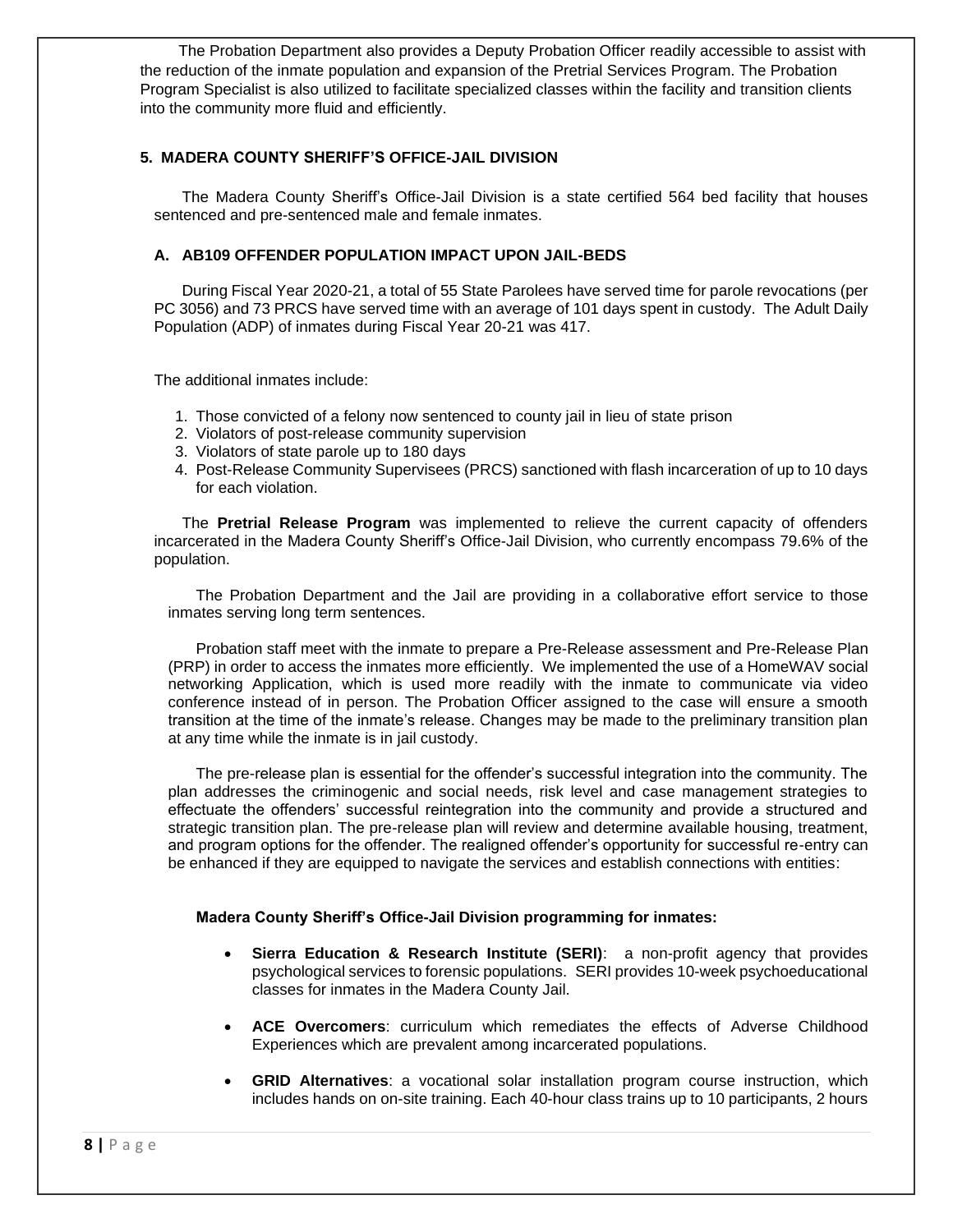The Probation Department also provides a Deputy Probation Officer readily accessible to assist with the reduction of the inmate population and expansion of the Pretrial Services Program. The Probation Program Specialist is also utilized to facilitate specialized classes within the facility and transition clients into the community more fluid and efficiently.

### 5. MADERA COUNTY SHERIFF'S OFFICE-JAIL DIVISION

The Madera County Sheriff's Office-Jail Division is a state certified 564 bed facility that houses sentenced and pre-sentenced male and female inmates.

#### A. AB109 OFFENDER POPULATION IMPACT UPON JAIL-BEDS

During Fiscal Year 2020-21, a total of 55 State Parolees have served time for parole revocations (per PC 3056) and 73 PRCS have served time with an average of 101 days spent in custody. The Adult Daily Population (ADP) of inmates during Fiscal Year 20-21 was 417.

The additional inmates include:

1. Those convicted of a felony now sentenced to county jail in lieu of state prison
2. Violators of post-release community supervision
3. Violators of state parole up to 180 days
4. Post-Release Community Supervisees (PRCS) sanctioned with flash incarceration of up to 10 days for each violation.

The **Pretrial Release Program** was implemented to relieve the current capacity of offenders incarcerated in the Madera County Sheriff's Office-Jail Division, who currently encompass 79.6% of the population.

The Probation Department and the Jail are providing in a collaborative effort service to those inmates serving long term sentences.

Probation staff meet with the inmate to prepare a Pre-Release assessment and Pre-Release Plan (PRP) in order to access the inmates more efficiently. We implemented the use of a HomeWAV social networking Application, which is used more readily with the inmate to communicate via video conference instead of in person. The Probation Officer assigned to the case will ensure a smooth transition at the time of the inmate's release. Changes may be made to the preliminary transition plan at any time while the inmate is in jail custody.

The pre-release plan is essential for the offender's successful integration into the community. The plan addresses the criminogenic and social needs, risk level and case management strategies to effectuate the offenders' successful reintegration into the community and provide a structured and strategic transition plan. The pre-release plan will review and determine available housing, treatment, and program options for the offender. The realigned offender's opportunity for successful re-entry can be enhanced if they are equipped to navigate the services and establish connections with entities:

**Madera County Sheriff's Office-Jail Division programming for inmates:**

- **Sierra Education & Research Institute (SERI)**: a non-profit agency that provides psychological services to forensic populations. SERI provides 10-week psychoeducational classes for inmates in the Madera County Jail.
- **ACE Overcomers**: curriculum which remediates the effects of Adverse Childhood Experiences which are prevalent among incarcerated populations.
- **GRID Alternatives**: a vocational solar installation program course instruction, which includes hands on on-site training. Each 40-hour class trains up to 10 participants, 2 hours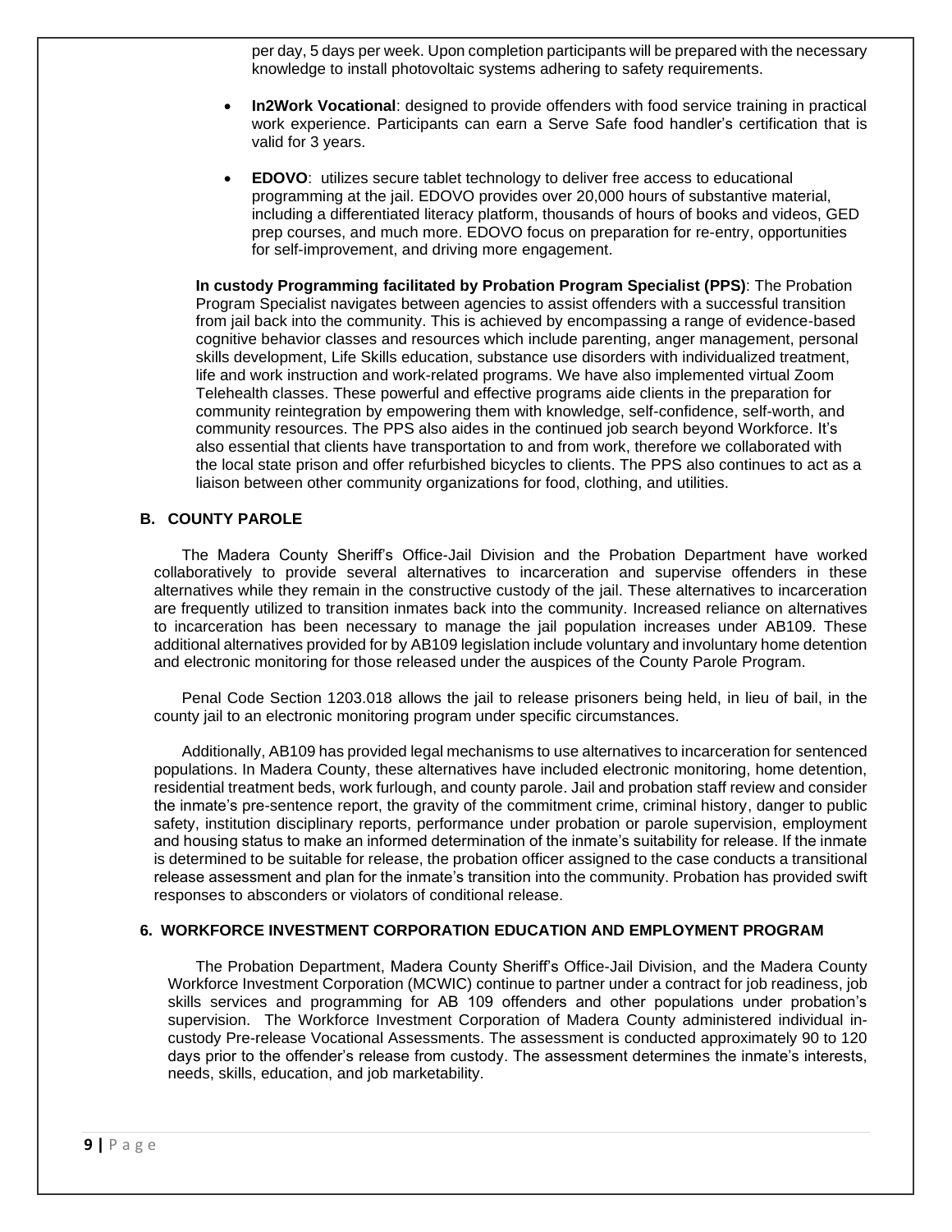per day, 5 days per week. Upon completion participants will be prepared with the necessary knowledge to install photovoltaic systems adhering to safety requirements.

- **In2Work Vocational**: designed to provide offenders with food service training in practical work experience. Participants can earn a Serve Safe food handler's certification that is valid for 3 years.
- **EDOVO**: utilizes secure tablet technology to deliver free access to educational programming at the jail. EDOVO provides over 20,000 hours of substantive material, including a differentiated literacy platform, thousands of hours of books and videos, GED prep courses, and much more. EDOVO focus on preparation for re-entry, opportunities for self-improvement, and driving more engagement.

**In custody Programming facilitated by Probation Program Specialist (PPS)**: The Probation Program Specialist navigates between agencies to assist offenders with a successful transition from jail back into the community. This is achieved by encompassing a range of evidence-based cognitive behavior classes and resources which include parenting, anger management, personal skills development, Life Skills education, substance use disorders with individualized treatment, life and work instruction and work-related programs. We have also implemented virtual Zoom Telehealth classes. These powerful and effective programs aide clients in the preparation for community reintegration by empowering them with knowledge, self-confidence, self-worth, and community resources. The PPS also aides in the continued job search beyond Workforce. It's also essential that clients have transportation to and from work, therefore we collaborated with the local state prison and offer refurbished bicycles to clients. The PPS also continues to act as a liaison between other community organizations for food, clothing, and utilities.

## B. COUNTY PAROLE

The Madera County Sheriff's Office-Jail Division and the Probation Department have worked collaboratively to provide several alternatives to incarceration and supervise offenders in these alternatives while they remain in the constructive custody of the jail. These alternatives to incarceration are frequently utilized to transition inmates back into the community. Increased reliance on alternatives to incarceration has been necessary to manage the jail population increases under AB109. These additional alternatives provided for by AB109 legislation include voluntary and involuntary home detention and electronic monitoring for those released under the auspices of the County Parole Program.

Penal Code Section 1203.018 allows the jail to release prisoners being held, in lieu of bail, in the county jail to an electronic monitoring program under specific circumstances.

Additionally, AB109 has provided legal mechanisms to use alternatives to incarceration for sentenced populations. In Madera County, these alternatives have included electronic monitoring, home detention, residential treatment beds, work furlough, and county parole. Jail and probation staff review and consider the inmate's pre-sentence report, the gravity of the commitment crime, criminal history, danger to public safety, institution disciplinary reports, performance under probation or parole supervision, employment and housing status to make an informed determination of the inmate's suitability for release. If the inmate is determined to be suitable for release, the probation officer assigned to the case conducts a transitional release assessment and plan for the inmate's transition into the community. Probation has provided swift responses to absconders or violators of conditional release.

## 6. WORKFORCE INVESTMENT CORPORATION EDUCATION AND EMPLOYMENT PROGRAM

The Probation Department, Madera County Sheriff's Office-Jail Division, and the Madera County Workforce Investment Corporation (MCWIC) continue to partner under a contract for job readiness, job skills services and programming for AB 109 offenders and other populations under probation's supervision. The Workforce Investment Corporation of Madera County administered individual in-custody Pre-release Vocational Assessments. The assessment is conducted approximately 90 to 120 days prior to the offender's release from custody. The assessment determines the inmate's interests, needs, skills, education, and job marketability.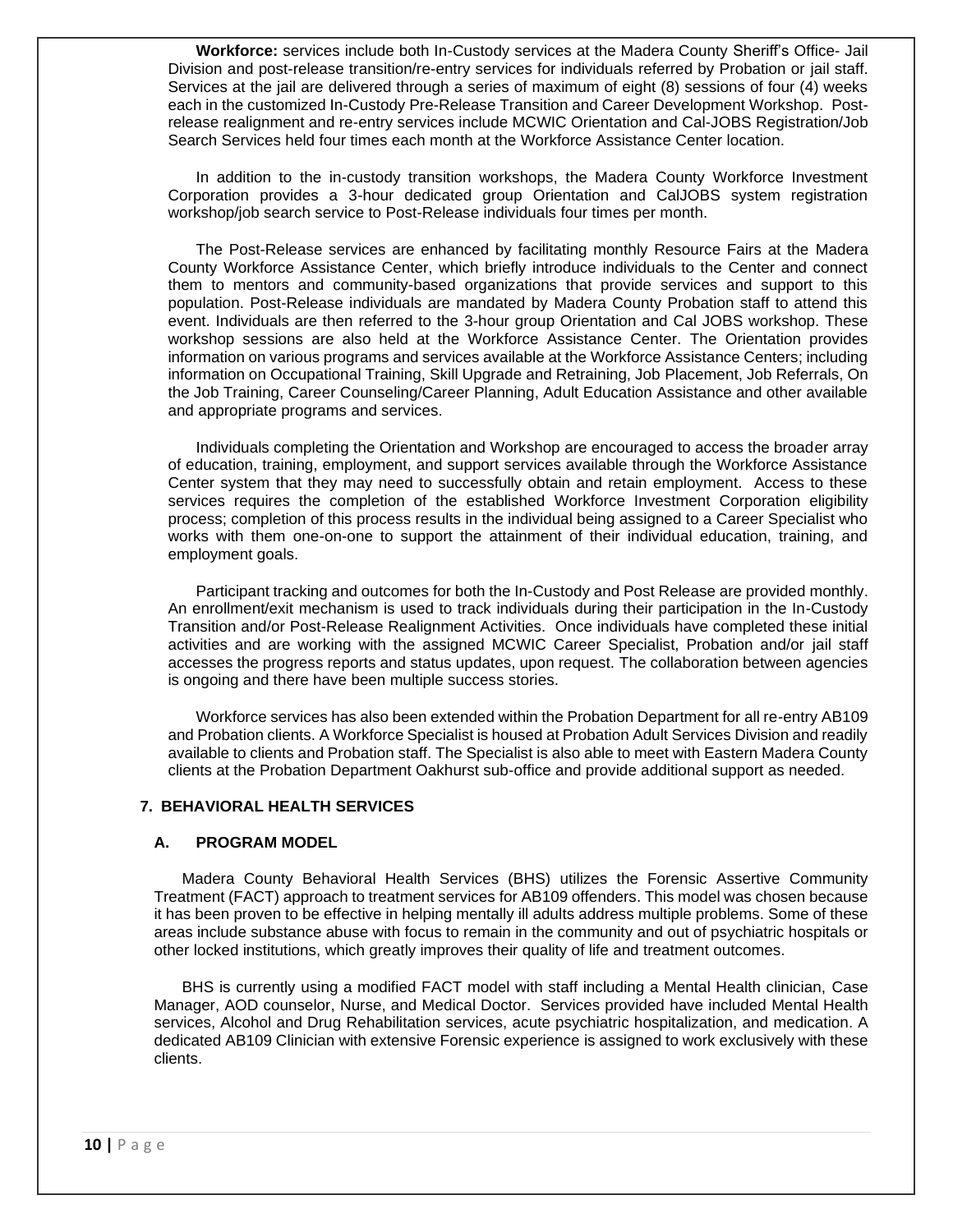**Workforce:** services include both In-Custody services at the Madera County Sheriff's Office- Jail Division and post-release transition/re-entry services for individuals referred by Probation or jail staff. Services at the jail are delivered through a series of maximum of eight (8) sessions of four (4) weeks each in the customized In-Custody Pre-Release Transition and Career Development Workshop. Post-release realignment and re-entry services include MCWIC Orientation and Cal-JOBS Registration/Job Search Services held four times each month at the Workforce Assistance Center location.

In addition to the in-custody transition workshops, the Madera County Workforce Investment Corporation provides a 3-hour dedicated group Orientation and CalJOBS system registration workshop/job search service to Post-Release individuals four times per month.

The Post-Release services are enhanced by facilitating monthly Resource Fairs at the Madera County Workforce Assistance Center, which briefly introduce individuals to the Center and connect them to mentors and community-based organizations that provide services and support to this population. Post-Release individuals are mandated by Madera County Probation staff to attend this event. Individuals are then referred to the 3-hour group Orientation and Cal JOBS workshop. These workshop sessions are also held at the Workforce Assistance Center. The Orientation provides information on various programs and services available at the Workforce Assistance Centers; including information on Occupational Training, Skill Upgrade and Retraining, Job Placement, Job Referrals, On the Job Training, Career Counseling/Career Planning, Adult Education Assistance and other available and appropriate programs and services.

Individuals completing the Orientation and Workshop are encouraged to access the broader array of education, training, employment, and support services available through the Workforce Assistance Center system that they may need to successfully obtain and retain employment. Access to these services requires the completion of the established Workforce Investment Corporation eligibility process; completion of this process results in the individual being assigned to a Career Specialist who works with them one-on-one to support the attainment of their individual education, training, and employment goals.

Participant tracking and outcomes for both the In-Custody and Post Release are provided monthly. An enrollment/exit mechanism is used to track individuals during their participation in the In-Custody Transition and/or Post-Release Realignment Activities. Once individuals have completed these initial activities and are working with the assigned MCWIC Career Specialist, Probation and/or jail staff accesses the progress reports and status updates, upon request. The collaboration between agencies is ongoing and there have been multiple success stories.

Workforce services has also been extended within the Probation Department for all re-entry AB109 and Probation clients. A Workforce Specialist is housed at Probation Adult Services Division and readily available to clients and Probation staff. The Specialist is also able to meet with Eastern Madera County clients at the Probation Department Oakhurst sub-office and provide additional support as needed.

## 7. BEHAVIORAL HEALTH SERVICES

### A. PROGRAM MODEL

Madera County Behavioral Health Services (BHS) utilizes the Forensic Assertive Community Treatment (FACT) approach to treatment services for AB109 offenders. This model was chosen because it has been proven to be effective in helping mentally ill adults address multiple problems. Some of these areas include substance abuse with focus to remain in the community and out of psychiatric hospitals or other locked institutions, which greatly improves their quality of life and treatment outcomes.

BHS is currently using a modified FACT model with staff including a Mental Health clinician, Case Manager, AOD counselor, Nurse, and Medical Doctor. Services provided have included Mental Health services, Alcohol and Drug Rehabilitation services, acute psychiatric hospitalization, and medication. A dedicated AB109 Clinician with extensive Forensic experience is assigned to work exclusively with these clients.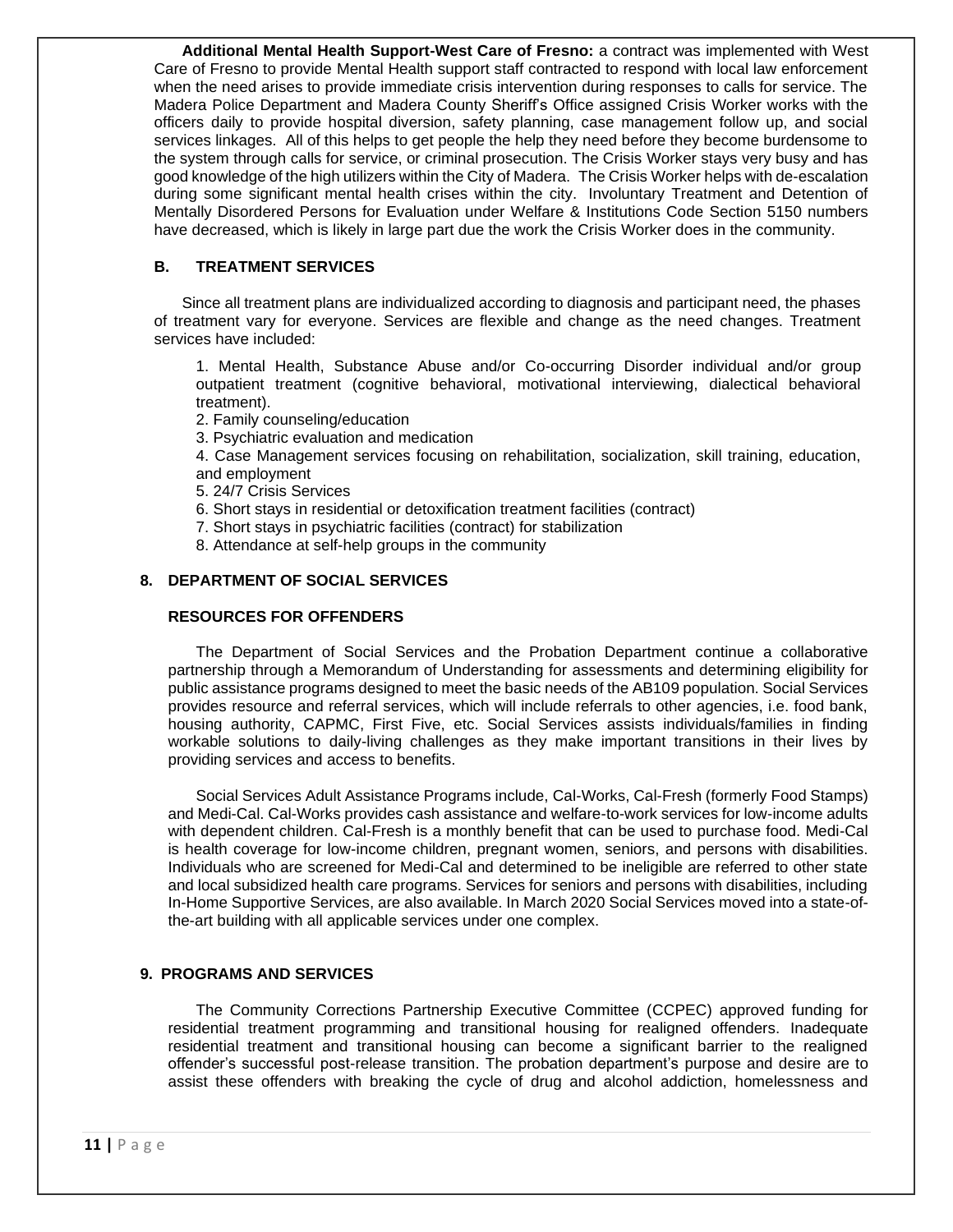**Additional Mental Health Support-West Care of Fresno:** a contract was implemented with West Care of Fresno to provide Mental Health support staff contracted to respond with local law enforcement when the need arises to provide immediate crisis intervention during responses to calls for service. The Madera Police Department and Madera County Sheriff's Office assigned Crisis Worker works with the officers daily to provide hospital diversion, safety planning, case management follow up, and social services linkages. All of this helps to get people the help they need before they become burdensome to the system through calls for service, or criminal prosecution. The Crisis Worker stays very busy and has good knowledge of the high utilizers within the City of Madera. The Crisis Worker helps with de-escalation during some significant mental health crises within the city. Involuntary Treatment and Detention of Mentally Disordered Persons for Evaluation under Welfare & Institutions Code Section 5150 numbers have decreased, which is likely in large part due the work the Crisis Worker does in the community.

### B. TREATMENT SERVICES

Since all treatment plans are individualized according to diagnosis and participant need, the phases of treatment vary for everyone. Services are flexible and change as the need changes. Treatment services have included:

1. Mental Health, Substance Abuse and/or Co-occurring Disorder individual and/or group outpatient treatment (cognitive behavioral, motivational interviewing, dialectical behavioral treatment).
2. Family counseling/education
3. Psychiatric evaluation and medication
4. Case Management services focusing on rehabilitation, socialization, skill training, education, and employment
5. 24/7 Crisis Services
6. Short stays in residential or detoxification treatment facilities (contract)
7. Short stays in psychiatric facilities (contract) for stabilization
8. Attendance at self-help groups in the community

## 8. DEPARTMENT OF SOCIAL SERVICES

### RESOURCES FOR OFFENDERS

The Department of Social Services and the Probation Department continue a collaborative partnership through a Memorandum of Understanding for assessments and determining eligibility for public assistance programs designed to meet the basic needs of the AB109 population. Social Services provides resource and referral services, which will include referrals to other agencies, i.e. food bank, housing authority, CAPMC, First Five, etc. Social Services assists individuals/families in finding workable solutions to daily-living challenges as they make important transitions in their lives by providing services and access to benefits.

Social Services Adult Assistance Programs include, Cal-Works, Cal-Fresh (formerly Food Stamps) and Medi-Cal. Cal-Works provides cash assistance and welfare-to-work services for low-income adults with dependent children. Cal-Fresh is a monthly benefit that can be used to purchase food. Medi-Cal is health coverage for low-income children, pregnant women, seniors, and persons with disabilities. Individuals who are screened for Medi-Cal and determined to be ineligible are referred to other state and local subsidized health care programs. Services for seniors and persons with disabilities, including In-Home Supportive Services, are also available. In March 2020 Social Services moved into a state-of-the-art building with all applicable services under one complex.

## 9. PROGRAMS AND SERVICES

The Community Corrections Partnership Executive Committee (CCPEC) approved funding for residential treatment programming and transitional housing for realigned offenders. Inadequate residential treatment and transitional housing can become a significant barrier to the realigned offender's successful post-release transition. The probation department's purpose and desire are to assist these offenders with breaking the cycle of drug and alcohol addiction, homelessness and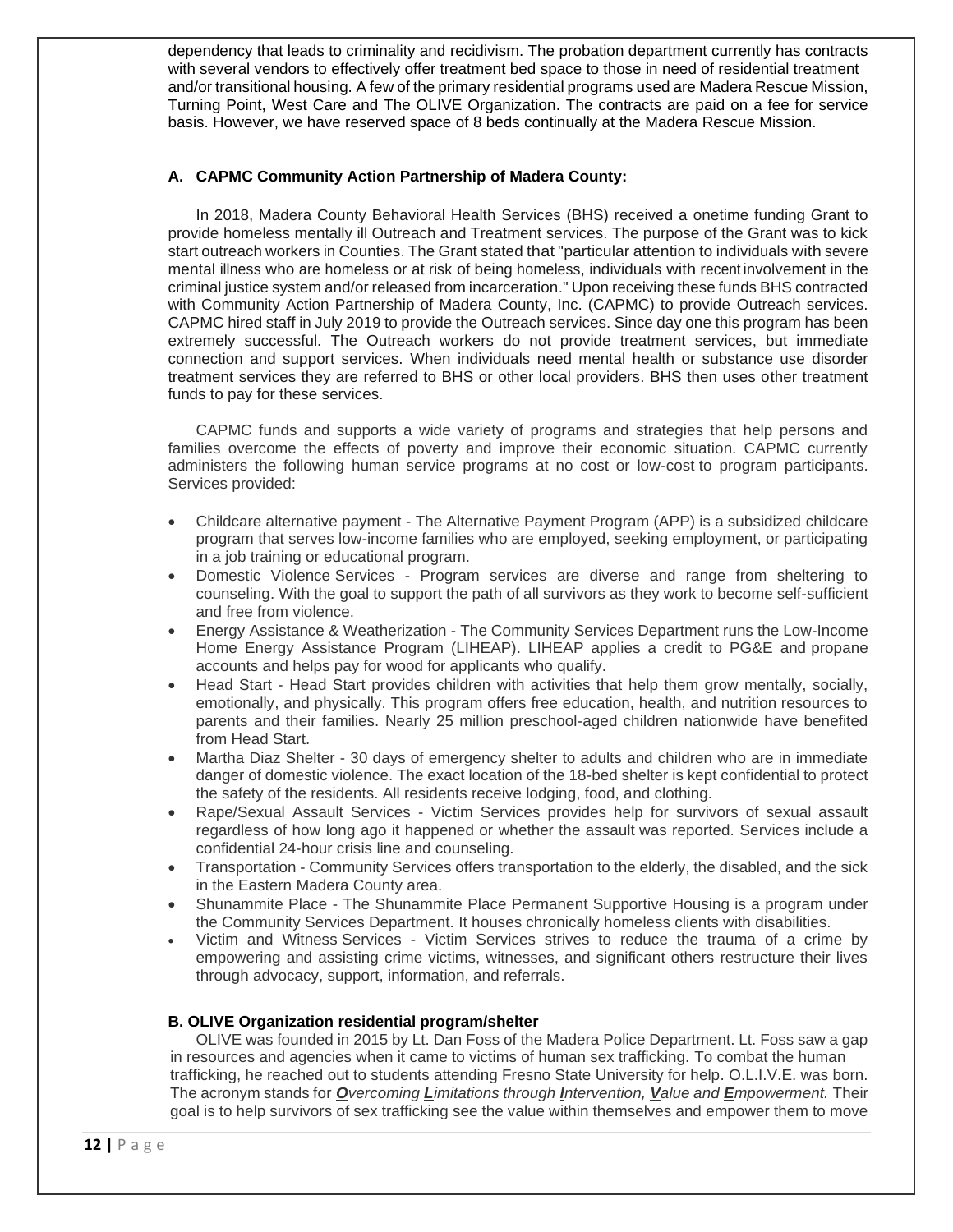dependency that leads to criminality and recidivism. The probation department currently has contracts with several vendors to effectively offer treatment bed space to those in need of residential treatment and/or transitional housing. A few of the primary residential programs used are Madera Rescue Mission, Turning Point, West Care and The OLIVE Organization. The contracts are paid on a fee for service basis. However, we have reserved space of 8 beds continually at the Madera Rescue Mission.

### A. CAPMC Community Action Partnership of Madera County:

In 2018, Madera County Behavioral Health Services (BHS) received a onetime funding Grant to provide homeless mentally ill Outreach and Treatment services. The purpose of the Grant was to kick start outreach workers in Counties. The Grant stated that "particular attention to individuals with severe mental illness who are homeless or at risk of being homeless, individuals with recent involvement in the criminal justice system and/or released from incarceration." Upon receiving these funds BHS contracted with Community Action Partnership of Madera County, Inc. (CAPMC) to provide Outreach services. CAPMC hired staff in July 2019 to provide the Outreach services. Since day one this program has been extremely successful. The Outreach workers do not provide treatment services, but immediate connection and support services. When individuals need mental health or substance use disorder treatment services they are referred to BHS or other local providers. BHS then uses other treatment funds to pay for these services.

CAPMC funds and supports a wide variety of programs and strategies that help persons and families overcome the effects of poverty and improve their economic situation. CAPMC currently administers the following human service programs at no cost or low-cost to program participants. Services provided:

- Childcare alternative payment - The Alternative Payment Program (APP) is a subsidized childcare program that serves low-income families who are employed, seeking employment, or participating in a job training or educational program.
- Domestic Violence Services - Program services are diverse and range from sheltering to counseling. With the goal to support the path of all survivors as they work to become self-sufficient and free from violence.
- Energy Assistance & Weatherization - The Community Services Department runs the Low-Income Home Energy Assistance Program (LIHEAP). LIHEAP applies a credit to PG&E and propane accounts and helps pay for wood for applicants who qualify.
- Head Start - Head Start provides children with activities that help them grow mentally, socially, emotionally, and physically. This program offers free education, health, and nutrition resources to parents and their families. Nearly 25 million preschool-aged children nationwide have benefited from Head Start.
- Martha Diaz Shelter - 30 days of emergency shelter to adults and children who are in immediate danger of domestic violence. The exact location of the 18-bed shelter is kept confidential to protect the safety of the residents. All residents receive lodging, food, and clothing.
- Rape/Sexual Assault Services - Victim Services provides help for survivors of sexual assault regardless of how long ago it happened or whether the assault was reported. Services include a confidential 24-hour crisis line and counseling.
- Transportation - Community Services offers transportation to the elderly, the disabled, and the sick in the Eastern Madera County area.
- Shunammite Place - The Shunammite Place Permanent Supportive Housing is a program under the Community Services Department. It houses chronically homeless clients with disabilities.
- Victim and Witness Services - Victim Services strives to reduce the trauma of a crime by empowering and assisting crime victims, witnesses, and significant others restructure their lives through advocacy, support, information, and referrals.

### B. OLIVE Organization residential program/shelter

OLIVE was founded in 2015 by Lt. Dan Foss of the Madera Police Department. Lt. Foss saw a gap in resources and agencies when it came to victims of human sex trafficking. To combat the human trafficking, he reached out to students attending Fresno State University for help. O.L.I.V.E. was born. The acronym stands for ***O**vercoming **L**imitations through **I**ntervention, **V**alue and **E**mpowerment.* Their goal is to help survivors of sex trafficking see the value within themselves and empower them to move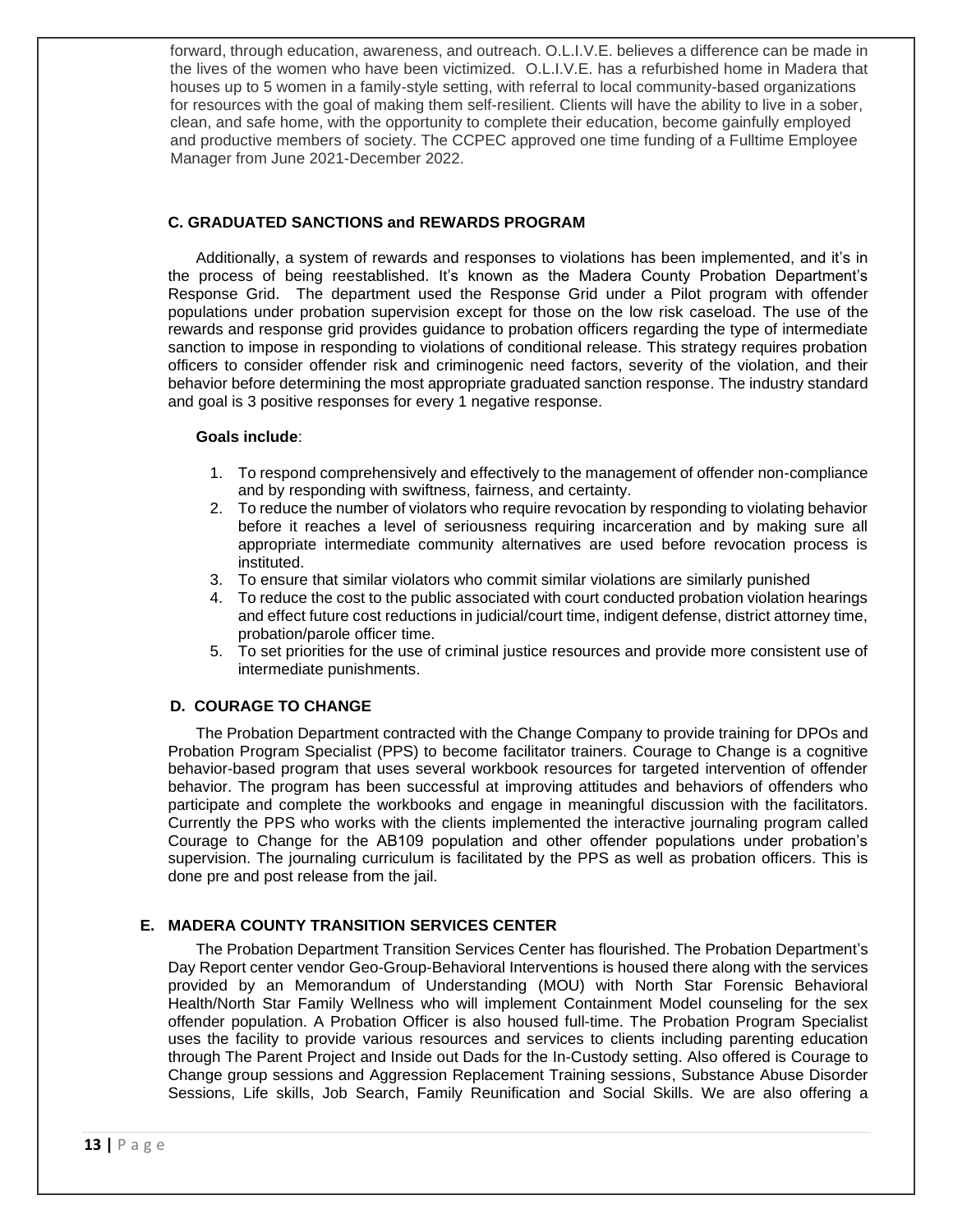forward, through education, awareness, and outreach. O.L.I.V.E. believes a difference can be made in the lives of the women who have been victimized. O.L.I.V.E. has a refurbished home in Madera that houses up to 5 women in a family-style setting, with referral to local community-based organizations for resources with the goal of making them self-resilient. Clients will have the ability to live in a sober, clean, and safe home, with the opportunity to complete their education, become gainfully employed and productive members of society. The CCPEC approved one time funding of a Fulltime Employee Manager from June 2021-December 2022.

### C. GRADUATED SANCTIONS and REWARDS PROGRAM

Additionally, a system of rewards and responses to violations has been implemented, and it's in the process of being reestablished. It's known as the Madera County Probation Department's Response Grid. The department used the Response Grid under a Pilot program with offender populations under probation supervision except for those on the low risk caseload. The use of the rewards and response grid provides guidance to probation officers regarding the type of intermediate sanction to impose in responding to violations of conditional release. This strategy requires probation officers to consider offender risk and criminogenic need factors, severity of the violation, and their behavior before determining the most appropriate graduated sanction response. The industry standard and goal is 3 positive responses for every 1 negative response.

**Goals include**:

1. To respond comprehensively and effectively to the management of offender non-compliance and by responding with swiftness, fairness, and certainty.
2. To reduce the number of violators who require revocation by responding to violating behavior before it reaches a level of seriousness requiring incarceration and by making sure all appropriate intermediate community alternatives are used before revocation process is instituted.
3. To ensure that similar violators who commit similar violations are similarly punished
4. To reduce the cost to the public associated with court conducted probation violation hearings and effect future cost reductions in judicial/court time, indigent defense, district attorney time, probation/parole officer time.
5. To set priorities for the use of criminal justice resources and provide more consistent use of intermediate punishments.

### D. COURAGE TO CHANGE

The Probation Department contracted with the Change Company to provide training for DPOs and Probation Program Specialist (PPS) to become facilitator trainers. Courage to Change is a cognitive behavior-based program that uses several workbook resources for targeted intervention of offender behavior. The program has been successful at improving attitudes and behaviors of offenders who participate and complete the workbooks and engage in meaningful discussion with the facilitators. Currently the PPS who works with the clients implemented the interactive journaling program called Courage to Change for the AB109 population and other offender populations under probation's supervision. The journaling curriculum is facilitated by the PPS as well as probation officers. This is done pre and post release from the jail.

### E. MADERA COUNTY TRANSITION SERVICES CENTER

The Probation Department Transition Services Center has flourished. The Probation Department's Day Report center vendor Geo-Group-Behavioral Interventions is housed there along with the services provided by an Memorandum of Understanding (MOU) with North Star Forensic Behavioral Health/North Star Family Wellness who will implement Containment Model counseling for the sex offender population. A Probation Officer is also housed full-time. The Probation Program Specialist uses the facility to provide various resources and services to clients including parenting education through The Parent Project and Inside out Dads for the In-Custody setting. Also offered is Courage to Change group sessions and Aggression Replacement Training sessions, Substance Abuse Disorder Sessions, Life skills, Job Search, Family Reunification and Social Skills. We are also offering a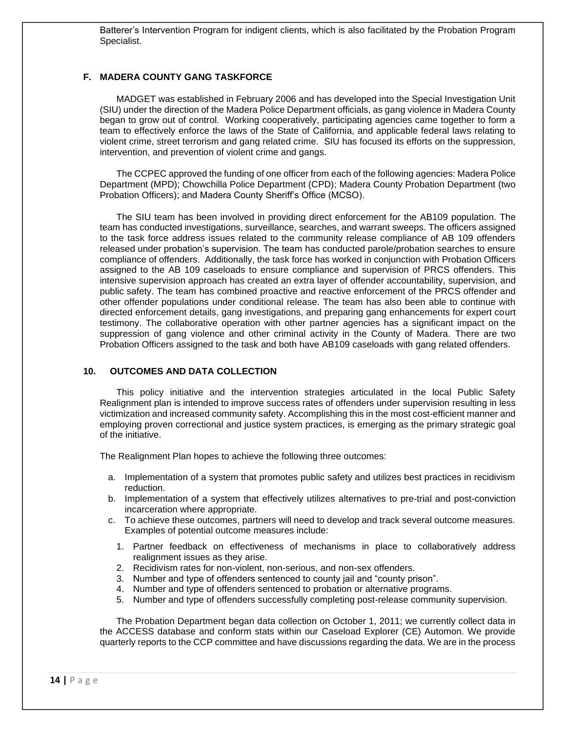Batterer's Intervention Program for indigent clients, which is also facilitated by the Probation Program Specialist.

### F. MADERA COUNTY GANG TASKFORCE

MADGET was established in February 2006 and has developed into the Special Investigation Unit (SIU) under the direction of the Madera Police Department officials, as gang violence in Madera County began to grow out of control. Working cooperatively, participating agencies came together to form a team to effectively enforce the laws of the State of California, and applicable federal laws relating to violent crime, street terrorism and gang related crime. SIU has focused its efforts on the suppression, intervention, and prevention of violent crime and gangs.

The CCPEC approved the funding of one officer from each of the following agencies: Madera Police Department (MPD); Chowchilla Police Department (CPD); Madera County Probation Department (two Probation Officers); and Madera County Sheriff's Office (MCSO).

The SIU team has been involved in providing direct enforcement for the AB109 population. The team has conducted investigations, surveillance, searches, and warrant sweeps. The officers assigned to the task force address issues related to the community release compliance of AB 109 offenders released under probation's supervision. The team has conducted parole/probation searches to ensure compliance of offenders. Additionally, the task force has worked in conjunction with Probation Officers assigned to the AB 109 caseloads to ensure compliance and supervision of PRCS offenders. This intensive supervision approach has created an extra layer of offender accountability, supervision, and public safety. The team has combined proactive and reactive enforcement of the PRCS offender and other offender populations under conditional release. The team has also been able to continue with directed enforcement details, gang investigations, and preparing gang enhancements for expert court testimony. The collaborative operation with other partner agencies has a significant impact on the suppression of gang violence and other criminal activity in the County of Madera. There are two Probation Officers assigned to the task and both have AB109 caseloads with gang related offenders.

## 10. OUTCOMES AND DATA COLLECTION

This policy initiative and the intervention strategies articulated in the local Public Safety Realignment plan is intended to improve success rates of offenders under supervision resulting in less victimization and increased community safety. Accomplishing this in the most cost-efficient manner and employing proven correctional and justice system practices, is emerging as the primary strategic goal of the initiative.

The Realignment Plan hopes to achieve the following three outcomes:

a. Implementation of a system that promotes public safety and utilizes best practices in recidivism reduction.
b. Implementation of a system that effectively utilizes alternatives to pre-trial and post-conviction incarceration where appropriate.
c. To achieve these outcomes, partners will need to develop and track several outcome measures. Examples of potential outcome measures include:
    1. Partner feedback on effectiveness of mechanisms in place to collaboratively address realignment issues as they arise.
    2. Recidivism rates for non-violent, non-serious, and non-sex offenders.
    3. Number and type of offenders sentenced to county jail and "county prison".
    4. Number and type of offenders sentenced to probation or alternative programs.
    5. Number and type of offenders successfully completing post-release community supervision.

The Probation Department began data collection on October 1, 2011; we currently collect data in the ACCESS database and conform stats within our Caseload Explorer (CE) Automon. We provide quarterly reports to the CCP committee and have discussions regarding the data. We are in the process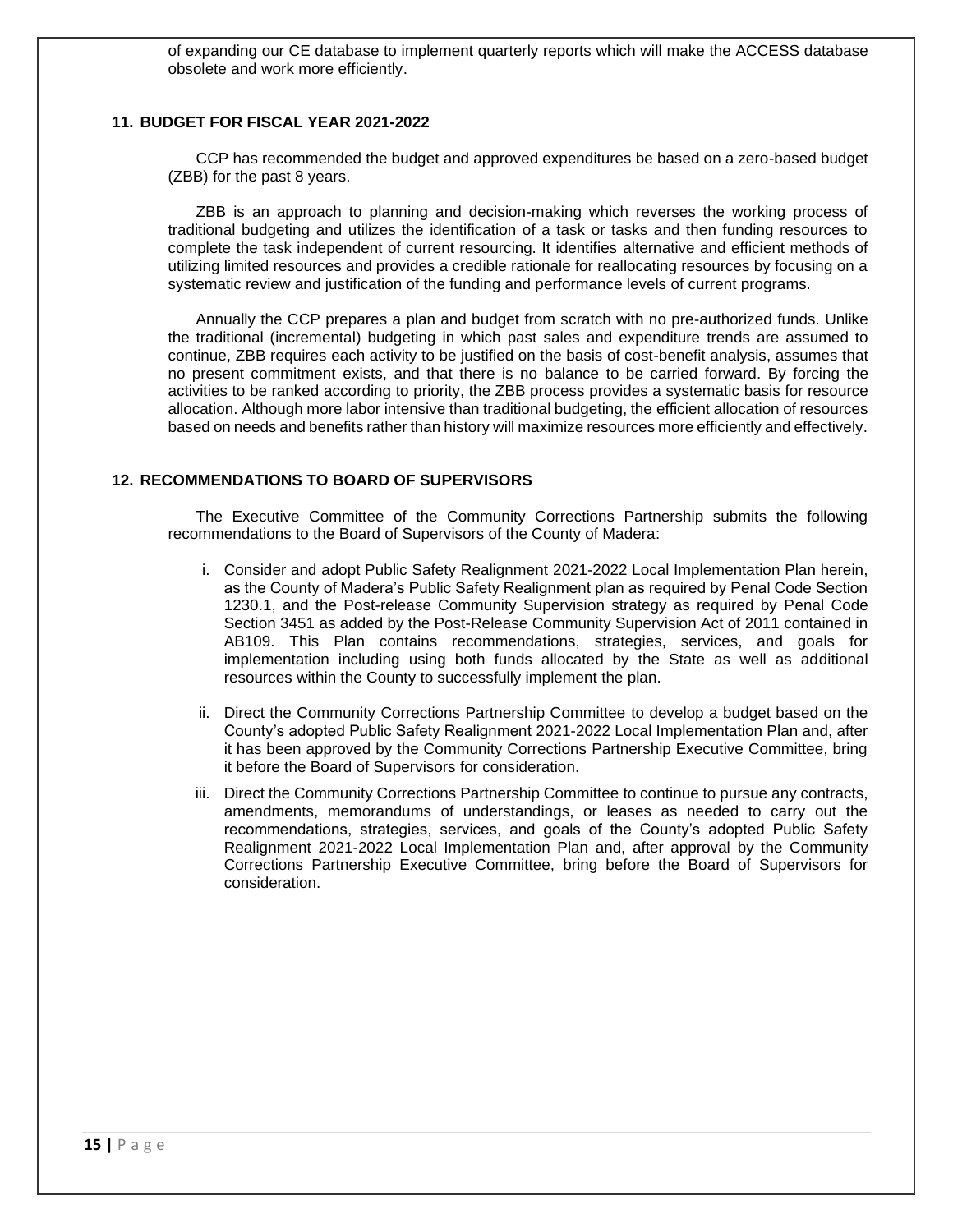of expanding our CE database to implement quarterly reports which will make the ACCESS database obsolete and work more efficiently.

## 11. BUDGET FOR FISCAL YEAR 2021-2022

CCP has recommended the budget and approved expenditures be based on a zero-based budget (ZBB) for the past 8 years.

ZBB is an approach to planning and decision-making which reverses the working process of traditional budgeting and utilizes the identification of a task or tasks and then funding resources to complete the task independent of current resourcing. It identifies alternative and efficient methods of utilizing limited resources and provides a credible rationale for reallocating resources by focusing on a systematic review and justification of the funding and performance levels of current programs.

Annually the CCP prepares a plan and budget from scratch with no pre-authorized funds. Unlike the traditional (incremental) budgeting in which past sales and expenditure trends are assumed to continue, ZBB requires each activity to be justified on the basis of cost-benefit analysis, assumes that no present commitment exists, and that there is no balance to be carried forward. By forcing the activities to be ranked according to priority, the ZBB process provides a systematic basis for resource allocation. Although more labor intensive than traditional budgeting, the efficient allocation of resources based on needs and benefits rather than history will maximize resources more efficiently and effectively.

## 12. RECOMMENDATIONS TO BOARD OF SUPERVISORS

The Executive Committee of the Community Corrections Partnership submits the following recommendations to the Board of Supervisors of the County of Madera:

i. Consider and adopt Public Safety Realignment 2021-2022 Local Implementation Plan herein, as the County of Madera's Public Safety Realignment plan as required by Penal Code Section 1230.1, and the Post-release Community Supervision strategy as required by Penal Code Section 3451 as added by the Post-Release Community Supervision Act of 2011 contained in AB109. This Plan contains recommendations, strategies, services, and goals for implementation including using both funds allocated by the State as well as additional resources within the County to successfully implement the plan.

ii. Direct the Community Corrections Partnership Committee to develop a budget based on the County's adopted Public Safety Realignment 2021-2022 Local Implementation Plan and, after it has been approved by the Community Corrections Partnership Executive Committee, bring it before the Board of Supervisors for consideration.

iii. Direct the Community Corrections Partnership Committee to continue to pursue any contracts, amendments, memorandums of understandings, or leases as needed to carry out the recommendations, strategies, services, and goals of the County's adopted Public Safety Realignment 2021-2022 Local Implementation Plan and, after approval by the Community Corrections Partnership Executive Committee, bring before the Board of Supervisors for consideration.